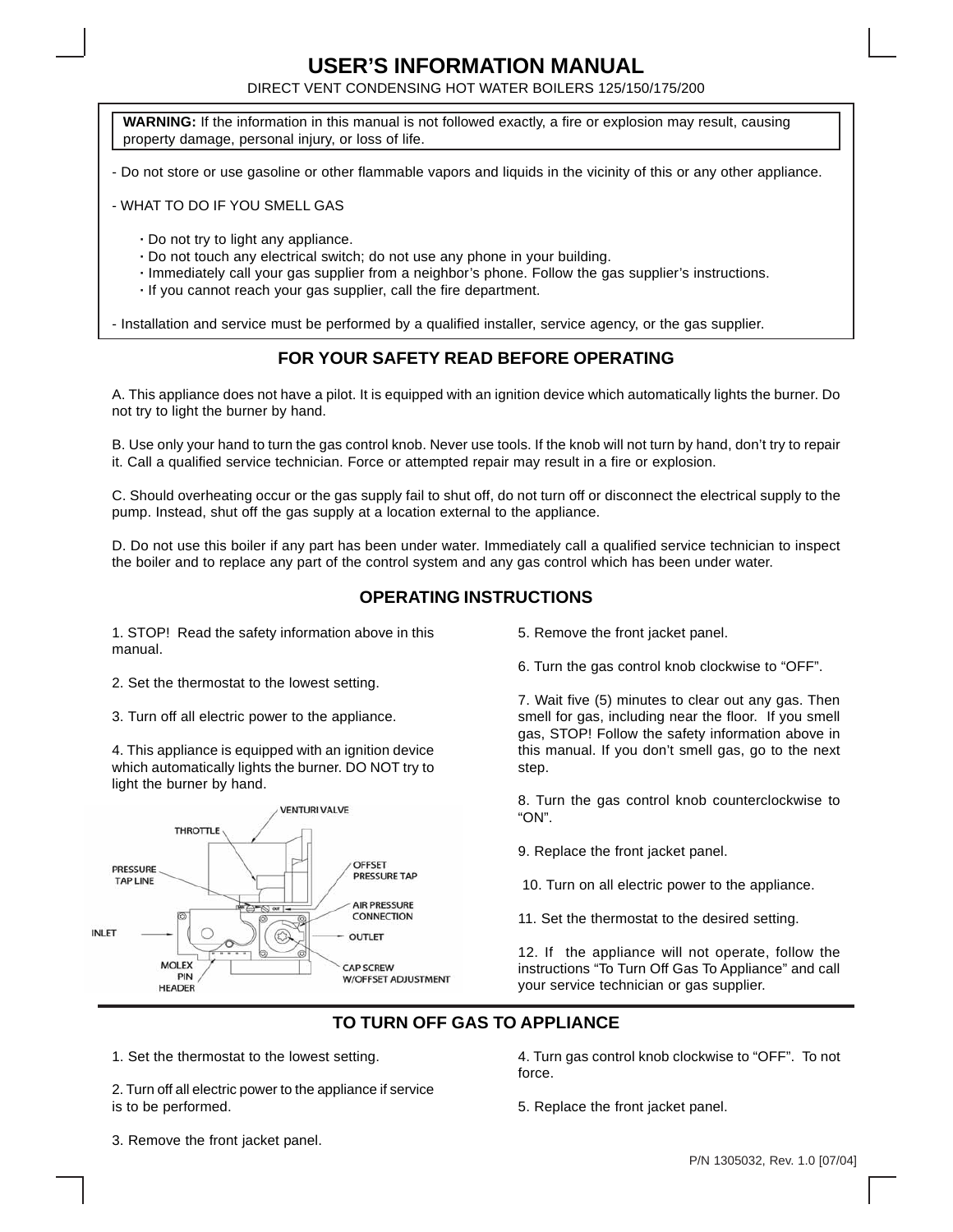# USER'S INFORMATION MANUAL

DIRECT VENT CONDENSING HOT WATER BOILERS 125/150/175/200

**WARNING:** If the information in this manual is not followed exactly, a fire or explosion may result, causing property damage, personal injury, or loss of life.

- Do not store or use gasoline or other flammable vapors and liquids in the vicinity of this or any other appliance.

- WHAT TO DO IF YOU SMELL GAS

  - Do not try to light any appliance.
  - Do not touch any electrical switch; do not use any phone in your building.
  - Immediately call your gas supplier from a neighbor's phone. Follow the gas supplier's instructions.
  - If you cannot reach your gas supplier, call the fire department.

- Installation and service must be performed by a qualified installer, service agency, or the gas supplier.

## FOR YOUR SAFETY READ BEFORE OPERATING

A. This appliance does not have a pilot. It is equipped with an ignition device which automatically lights the burner. Do not try to light the burner by hand.

B. Use only your hand to turn the gas control knob. Never use tools. If the knob will not turn by hand, don't try to repair it. Call a qualified service technician. Force or attempted repair may result in a fire or explosion.

C. Should overheating occur or the gas supply fail to shut off, do not turn off or disconnect the electrical supply to the pump. Instead, shut off the gas supply at a location external to the appliance.

D. Do not use this boiler if any part has been under water. Immediately call a qualified service technician to inspect the boiler and to replace any part of the control system and any gas control which has been under water.

## OPERATING INSTRUCTIONS

1. STOP! Read the safety information above in this manual.

2. Set the thermostat to the lowest setting.

3. Turn off all electric power to the appliance.

4. This appliance is equipped with an ignition device which automatically lights the burner. DO NOT try to light the burner by hand.

VENTURI VALVE, THROTTLE, PRESSURE TAP LINE, OFFSET PRESSURE TAP, AIR PRESSURE CONNECTION, INLET, OUTLET, MOLEX PIN HEADER, CAP SCREW W/OFFSET ADJUSTMENT

5. Remove the front jacket panel.

6. Turn the gas control knob clockwise to "OFF".

7. Wait five (5) minutes to clear out any gas. Then smell for gas, including near the floor. If you smell gas, STOP! Follow the safety information above in this manual. If you don't smell gas, go to the next step.

8. Turn the gas control knob counterclockwise to "ON".

9. Replace the front jacket panel.

10. Turn on all electric power to the appliance.

11. Set the thermostat to the desired setting.

12. If the appliance will not operate, follow the instructions "To Turn Off Gas To Appliance" and call your service technician or gas supplier.

## TO TURN OFF GAS TO APPLIANCE

1. Set the thermostat to the lowest setting.

2. Turn off all electric power to the appliance if service is to be performed.

3. Remove the front jacket panel.

4. Turn gas control knob clockwise to "OFF". To not force.

5. Replace the front jacket panel.

P/N 1305032, Rev. 1.0 [07/04]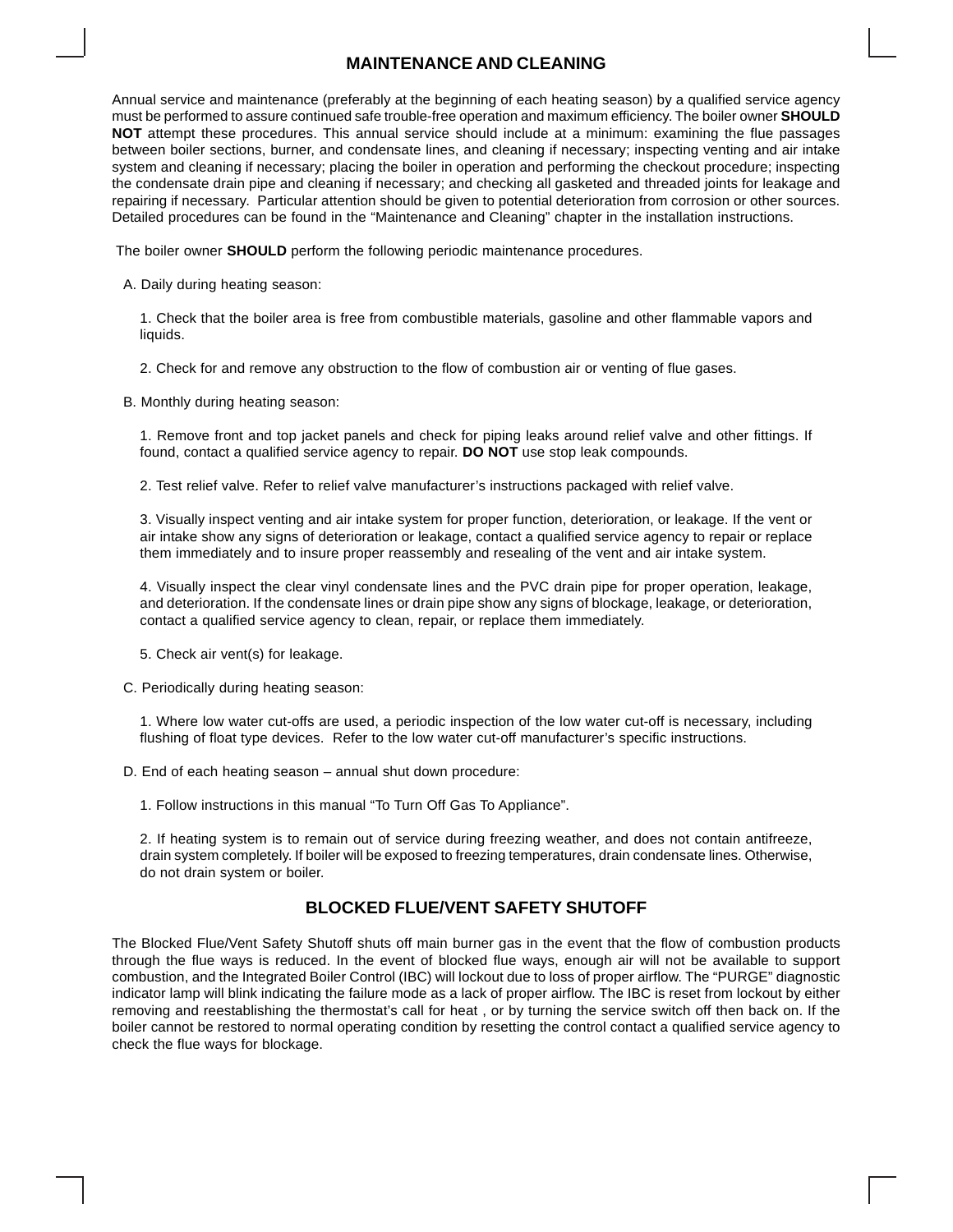## MAINTENANCE AND CLEANING

Annual service and maintenance (preferably at the beginning of each heating season) by a qualified service agency must be performed to assure continued safe trouble-free operation and maximum efficiency. The boiler owner **SHOULD NOT** attempt these procedures. This annual service should include at a minimum: examining the flue passages between boiler sections, burner, and condensate lines, and cleaning if necessary; inspecting venting and air intake system and cleaning if necessary; placing the boiler in operation and performing the checkout procedure; inspecting the condensate drain pipe and cleaning if necessary; and checking all gasketed and threaded joints for leakage and repairing if necessary. Particular attention should be given to potential deterioration from corrosion or other sources. Detailed procedures can be found in the "Maintenance and Cleaning" chapter in the installation instructions.

The boiler owner **SHOULD** perform the following periodic maintenance procedures.

A. Daily during heating season:

1. Check that the boiler area is free from combustible materials, gasoline and other flammable vapors and liquids.

2. Check for and remove any obstruction to the flow of combustion air or venting of flue gases.

B. Monthly during heating season:

1. Remove front and top jacket panels and check for piping leaks around relief valve and other fittings. If found, contact a qualified service agency to repair. **DO NOT** use stop leak compounds.

2. Test relief valve. Refer to relief valve manufacturer's instructions packaged with relief valve.

3. Visually inspect venting and air intake system for proper function, deterioration, or leakage. If the vent or air intake show any signs of deterioration or leakage, contact a qualified service agency to repair or replace them immediately and to insure proper reassembly and resealing of the vent and air intake system.

4. Visually inspect the clear vinyl condensate lines and the PVC drain pipe for proper operation, leakage, and deterioration. If the condensate lines or drain pipe show any signs of blockage, leakage, or deterioration, contact a qualified service agency to clean, repair, or replace them immediately.

5. Check air vent(s) for leakage.

C. Periodically during heating season:

1. Where low water cut-offs are used, a periodic inspection of the low water cut-off is necessary, including flushing of float type devices. Refer to the low water cut-off manufacturer's specific instructions.

D. End of each heating season – annual shut down procedure:

1. Follow instructions in this manual "To Turn Off Gas To Appliance".

2. If heating system is to remain out of service during freezing weather, and does not contain antifreeze, drain system completely. If boiler will be exposed to freezing temperatures, drain condensate lines. Otherwise, do not drain system or boiler.

## BLOCKED FLUE/VENT SAFETY SHUTOFF

The Blocked Flue/Vent Safety Shutoff shuts off main burner gas in the event that the flow of combustion products through the flue ways is reduced. In the event of blocked flue ways, enough air will not be available to support combustion, and the Integrated Boiler Control (IBC) will lockout due to loss of proper airflow. The "PURGE" diagnostic indicator lamp will blink indicating the failure mode as a lack of proper airflow. The IBC is reset from lockout by either removing and reestablishing the thermostat's call for heat , or by turning the service switch off then back on. If the boiler cannot be restored to normal operating condition by resetting the control contact a qualified service agency to check the flue ways for blockage.